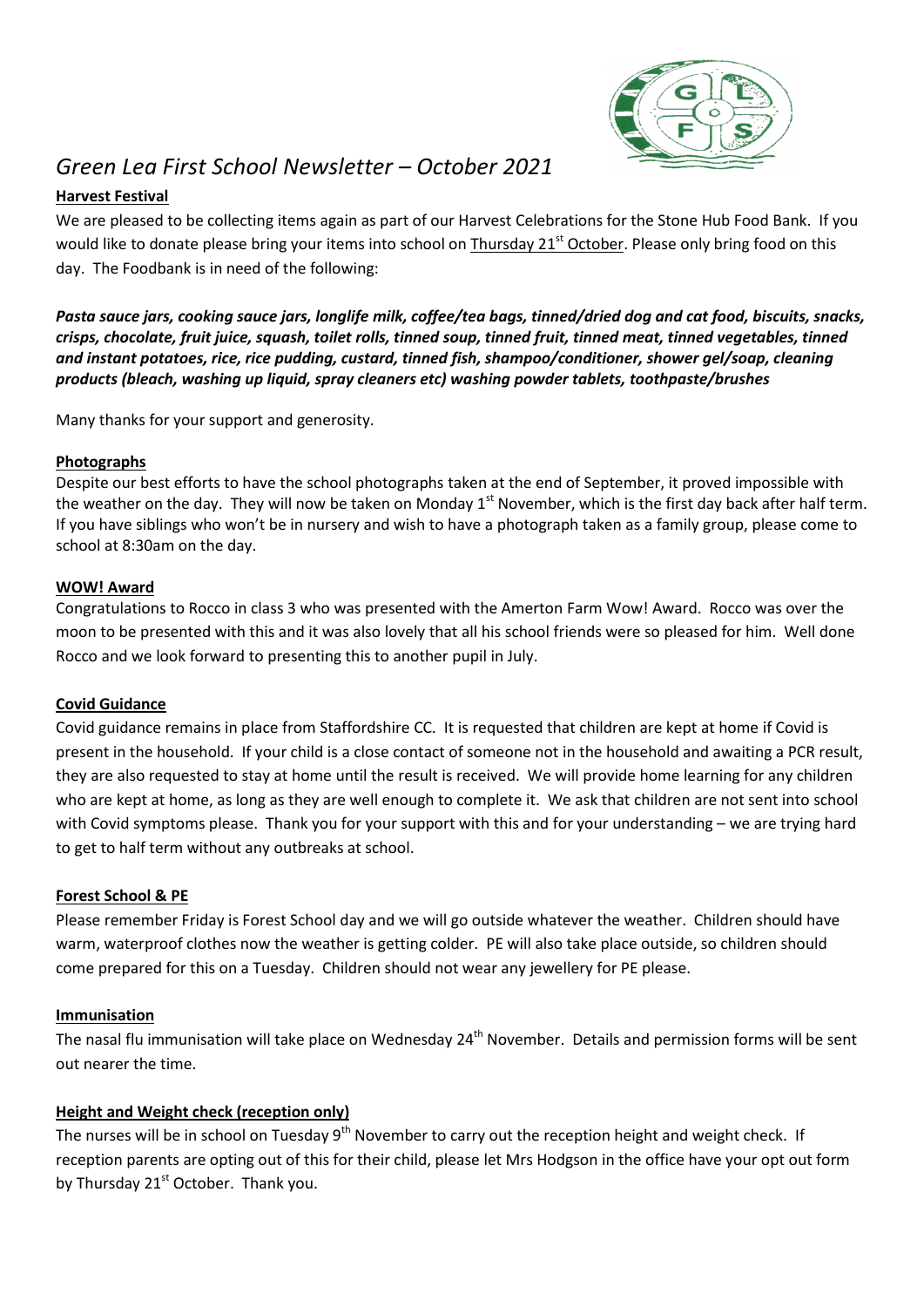# *Green Lea First School Newsletter – October 2021*

## Harvest Festival

We are pleased to be collecting items again as part of our Harvest Celebrations for the Stone Hub Food Bank. If you would like to donate please bring your items into school on Thursday 21st October. Please only bring food on this day. The Foodbank is in need of the following:

***Pasta sauce jars, cooking sauce jars, longlife milk, coffee/tea bags, tinned/dried dog and cat food, biscuits, snacks, crisps, chocolate, fruit juice, squash, toilet rolls, tinned soup, tinned fruit, tinned meat, tinned vegetables, tinned and instant potatoes, rice, rice pudding, custard, tinned fish, shampoo/conditioner, shower gel/soap, cleaning products (bleach, washing up liquid, spray cleaners etc) washing powder tablets, toothpaste/brushes***

Many thanks for your support and generosity.

## Photographs

Despite our best efforts to have the school photographs taken at the end of September, it proved impossible with the weather on the day. They will now be taken on Monday 1st November, which is the first day back after half term. If you have siblings who won't be in nursery and wish to have a photograph taken as a family group, please come to school at 8:30am on the day.

## WOW! Award

Congratulations to Rocco in class 3 who was presented with the Amerton Farm Wow! Award. Rocco was over the moon to be presented with this and it was also lovely that all his school friends were so pleased for him. Well done Rocco and we look forward to presenting this to another pupil in July.

## Covid Guidance

Covid guidance remains in place from Staffordshire CC. It is requested that children are kept at home if Covid is present in the household. If your child is a close contact of someone not in the household and awaiting a PCR result, they are also requested to stay at home until the result is received. We will provide home learning for any children who are kept at home, as long as they are well enough to complete it. We ask that children are not sent into school with Covid symptoms please. Thank you for your support with this and for your understanding – we are trying hard to get to half term without any outbreaks at school.

## Forest School & PE

Please remember Friday is Forest School day and we will go outside whatever the weather. Children should have warm, waterproof clothes now the weather is getting colder. PE will also take place outside, so children should come prepared for this on a Tuesday. Children should not wear any jewellery for PE please.

## Immunisation

The nasal flu immunisation will take place on Wednesday 24th November. Details and permission forms will be sent out nearer the time.

## Height and Weight check (reception only)

The nurses will be in school on Tuesday 9th November to carry out the reception height and weight check. If reception parents are opting out of this for their child, please let Mrs Hodgson in the office have your opt out form by Thursday 21st October. Thank you.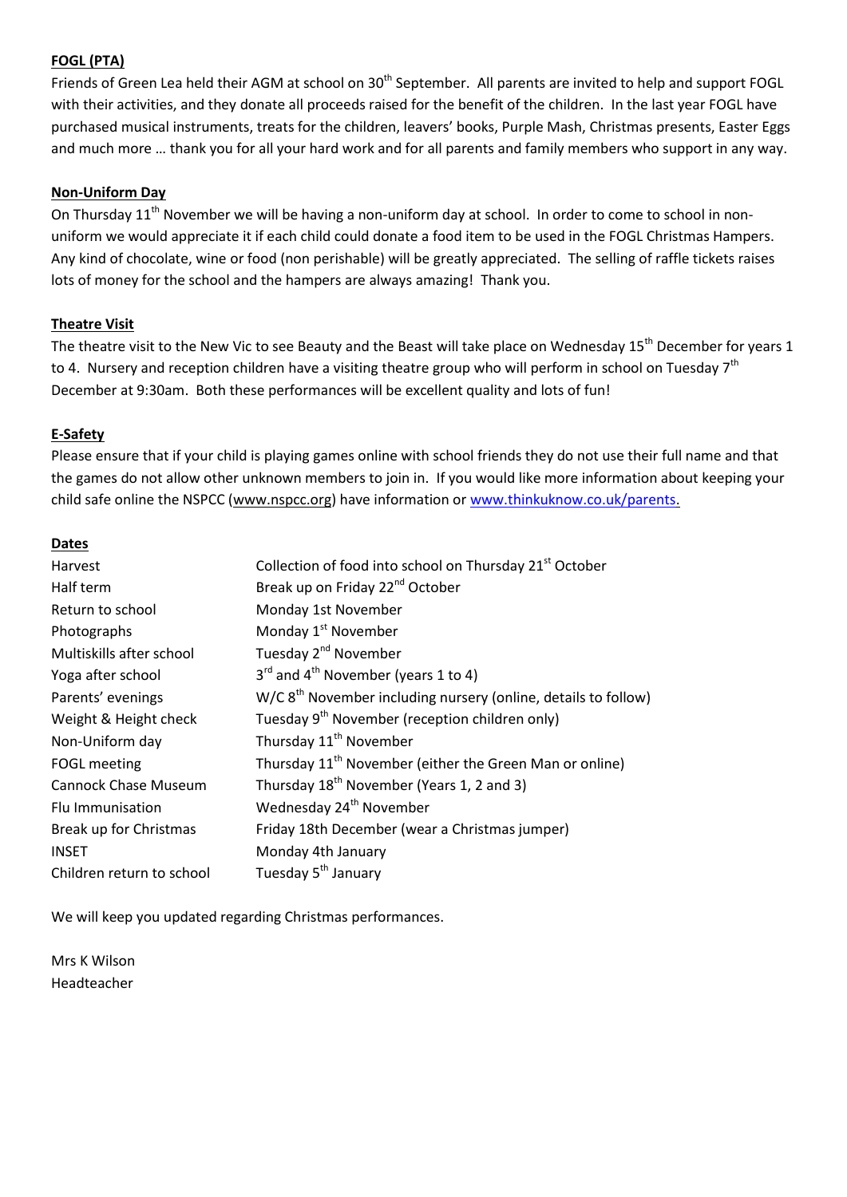**FOGL (PTA)**

Friends of Green Lea held their AGM at school on 30th September. All parents are invited to help and support FOGL with their activities, and they donate all proceeds raised for the benefit of the children. In the last year FOGL have purchased musical instruments, treats for the children, leavers' books, Purple Mash, Christmas presents, Easter Eggs and much more … thank you for all your hard work and for all parents and family members who support in any way.

**Non-Uniform Day**

On Thursday 11th November we will be having a non-uniform day at school. In order to come to school in non-uniform we would appreciate it if each child could donate a food item to be used in the FOGL Christmas Hampers. Any kind of chocolate, wine or food (non perishable) will be greatly appreciated. The selling of raffle tickets raises lots of money for the school and the hampers are always amazing! Thank you.

**Theatre Visit**

The theatre visit to the New Vic to see Beauty and the Beast will take place on Wednesday 15th December for years 1 to 4. Nursery and reception children have a visiting theatre group who will perform in school on Tuesday 7th December at 9:30am. Both these performances will be excellent quality and lots of fun!

**E-Safety**

Please ensure that if your child is playing games online with school friends they do not use their full name and that the games do not allow other unknown members to join in. If you would like more information about keeping your child safe online the NSPCC (www.nspcc.org) have information or www.thinkuknow.co.uk/parents.

**Dates**

| | |
|---|---|
| Harvest | Collection of food into school on Thursday 21st October |
| Half term | Break up on Friday 22nd October |
| Return to school | Monday 1st November |
| Photographs | Monday 1st November |
| Multiskills after school | Tuesday 2nd November |
| Yoga after school | 3rd and 4th November (years 1 to 4) |
| Parents' evenings | W/C 8th November including nursery (online, details to follow) |
| Weight & Height check | Tuesday 9th November (reception children only) |
| Non-Uniform day | Thursday 11th November |
| FOGL meeting | Thursday 11th November (either the Green Man or online) |
| Cannock Chase Museum | Thursday 18th November (Years 1, 2 and 3) |
| Flu Immunisation | Wednesday 24th November |
| Break up for Christmas | Friday 18th December (wear a Christmas jumper) |
| INSET | Monday 4th January |
| Children return to school | Tuesday 5th January |

We will keep you updated regarding Christmas performances.

Mrs K Wilson
Headteacher